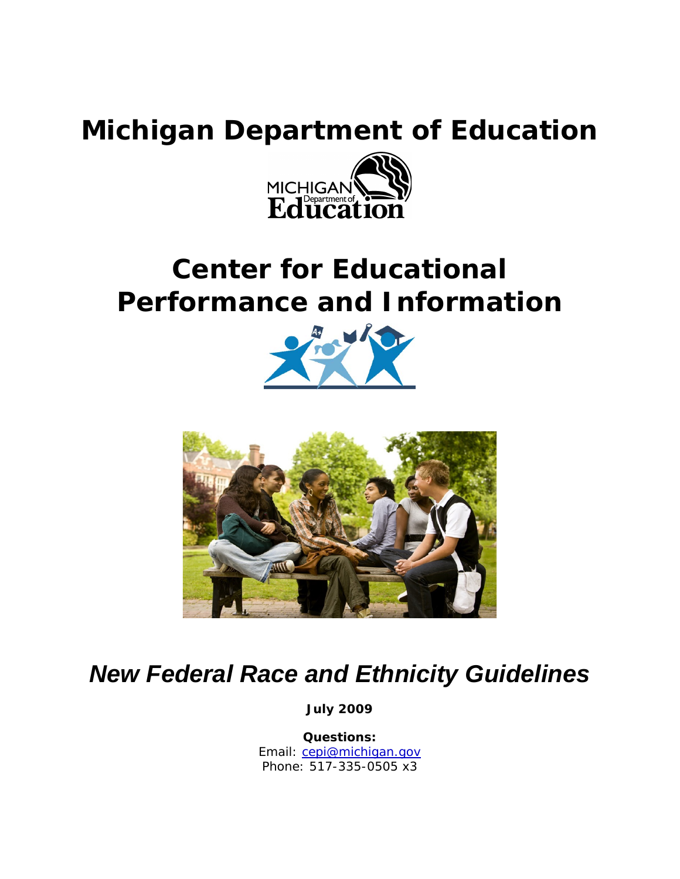# Michigan Department of Education

# Center for Educational Performance and Information

## *New Federal Race and Ethnicity Guidelines*

**July 2009**

**Questions:**
Email: cepi@michigan.gov
Phone: 517-335-0505 x3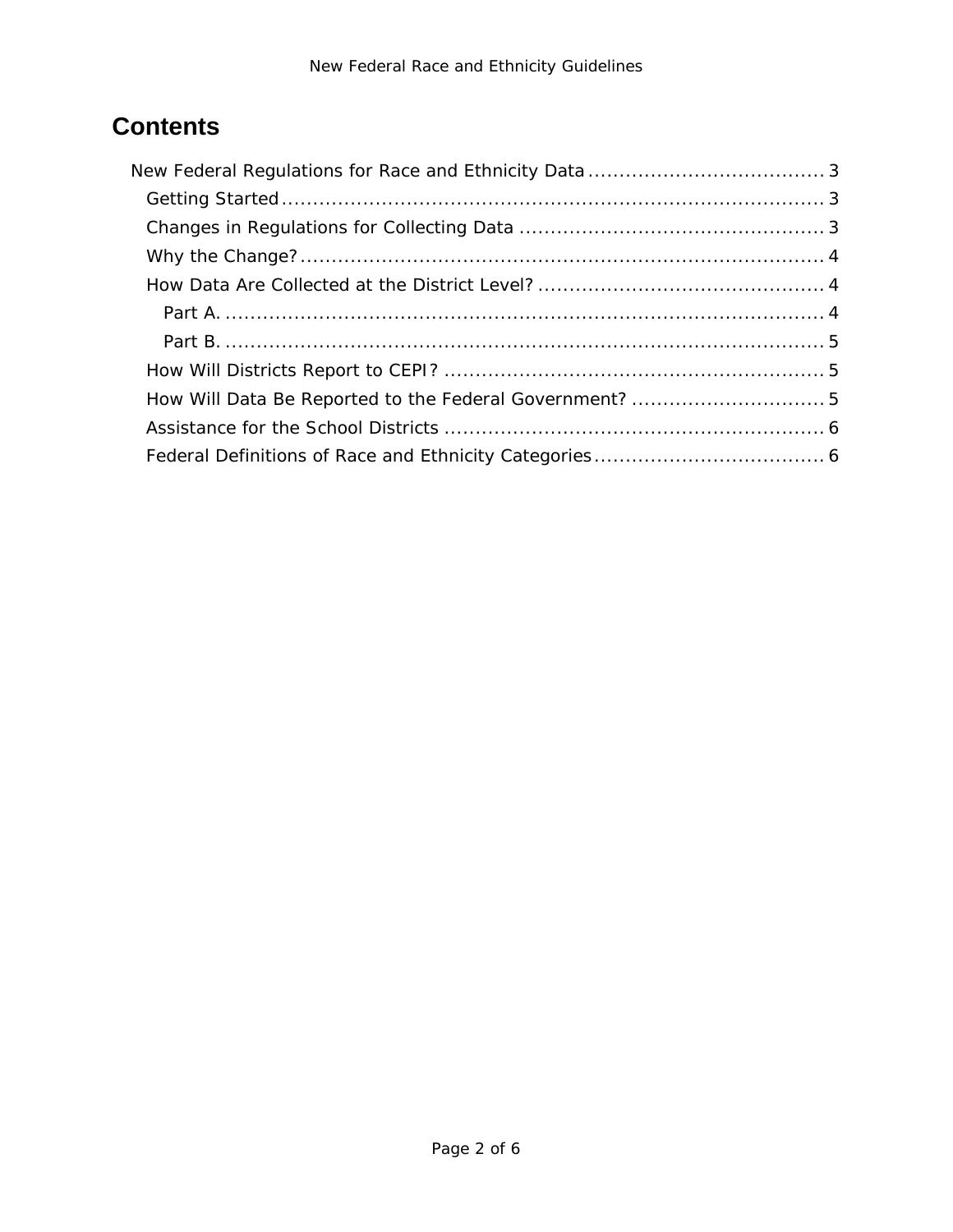# Contents

- New Federal Regulations for Race and Ethnicity Data ..................................... 3
  - Getting Started ..................................................................................... 3
  - Changes in Regulations for Collecting Data ................................................ 3
  - Why the Change? .................................................................................. 4
  - How Data Are Collected at the District Level? ............................................. 4
    - Part A. ............................................................................................. 4
    - Part B. ............................................................................................. 5
  - How Will Districts Report to CEPI? ............................................................ 5
  - How Will Data Be Reported to the Federal Government? .............................. 5
  - Assistance for the School Districts ............................................................ 6
  - Federal Definitions of Race and Ethnicity Categories .................................... 6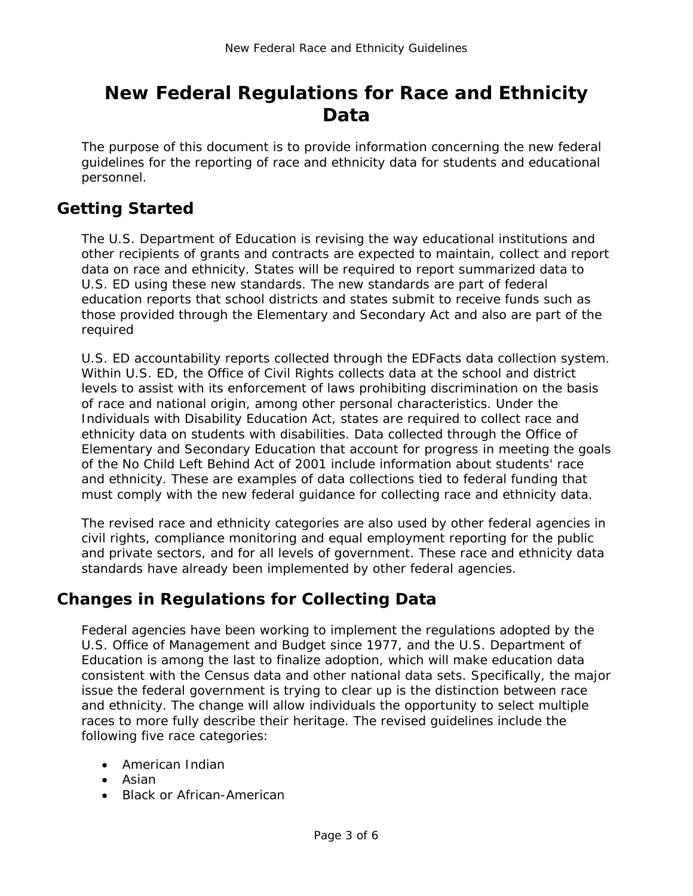# New Federal Regulations for Race and Ethnicity Data

The purpose of this document is to provide information concerning the new federal guidelines for the reporting of race and ethnicity data for students and educational personnel.

## Getting Started

The U.S. Department of Education is revising the way educational institutions and other recipients of grants and contracts are expected to maintain, collect and report data on race and ethnicity. States will be required to report summarized data to U.S. ED using these new standards. The new standards are part of federal education reports that school districts and states submit to receive funds such as those provided through the Elementary and Secondary Act and also are part of the required

U.S. ED accountability reports collected through the EDFacts data collection system. Within U.S. ED, the Office of Civil Rights collects data at the school and district levels to assist with its enforcement of laws prohibiting discrimination on the basis of race and national origin, among other personal characteristics. Under the Individuals with Disability Education Act, states are required to collect race and ethnicity data on students with disabilities. Data collected through the Office of Elementary and Secondary Education that account for progress in meeting the goals of the No Child Left Behind Act of 2001 include information about students' race and ethnicity. These are examples of data collections tied to federal funding that must comply with the new federal guidance for collecting race and ethnicity data.

The revised race and ethnicity categories are also used by other federal agencies in civil rights, compliance monitoring and equal employment reporting for the public and private sectors, and for all levels of government. These race and ethnicity data standards have already been implemented by other federal agencies.

## Changes in Regulations for Collecting Data

Federal agencies have been working to implement the regulations adopted by the U.S. Office of Management and Budget since 1977, and the U.S. Department of Education is among the last to finalize adoption, which will make education data consistent with the Census data and other national data sets. Specifically, the major issue the federal government is trying to clear up is the distinction between race and ethnicity. The change will allow individuals the opportunity to select multiple races to more fully describe their heritage. The revised guidelines include the following five race categories:

- American Indian
- Asian
- Black or African-American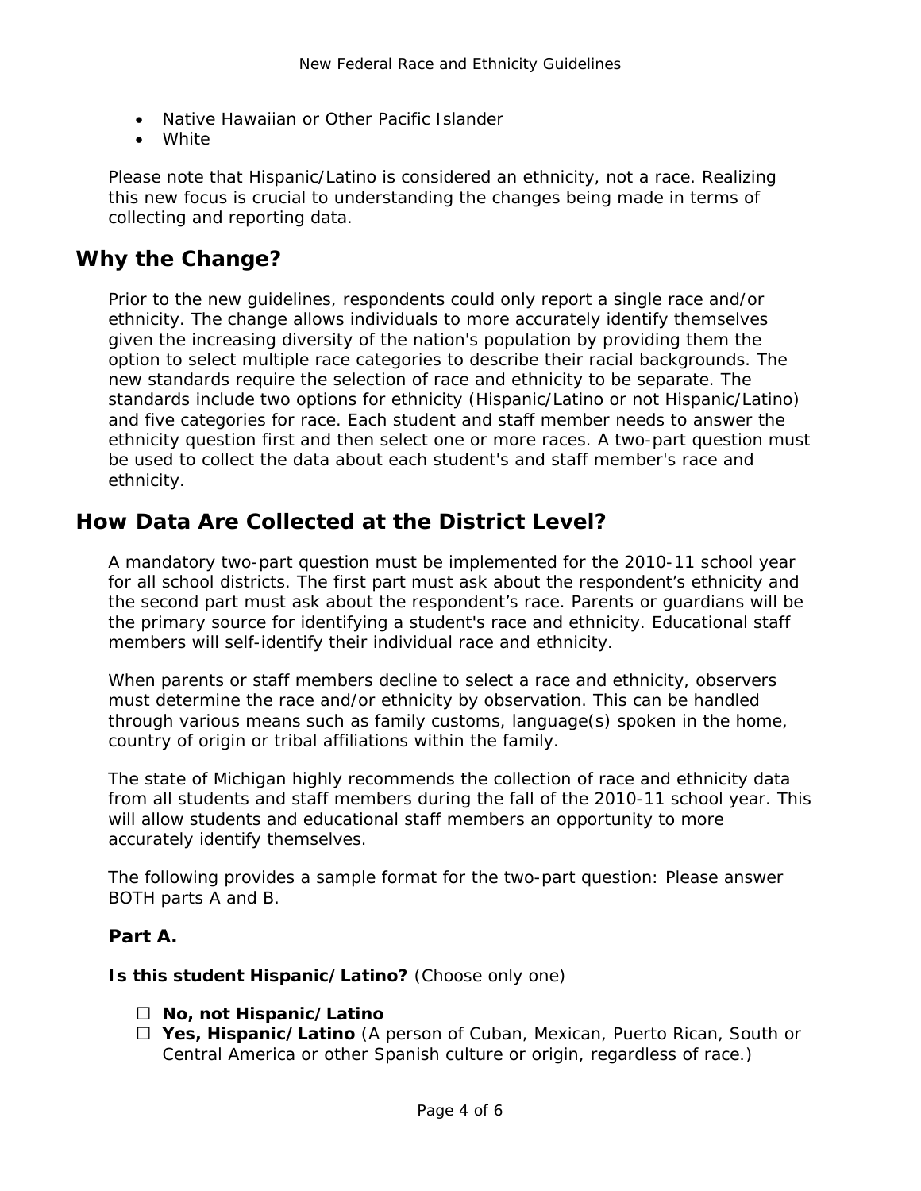- Native Hawaiian or Other Pacific Islander
- White

Please note that Hispanic/Latino is considered an ethnicity, not a race. Realizing this new focus is crucial to understanding the changes being made in terms of collecting and reporting data.

## Why the Change?

Prior to the new guidelines, respondents could only report a single race and/or ethnicity. The change allows individuals to more accurately identify themselves given the increasing diversity of the nation's population by providing them the option to select multiple race categories to describe their racial backgrounds. The new standards require the selection of race and ethnicity to be separate. The standards include two options for ethnicity (Hispanic/Latino or not Hispanic/Latino) and five categories for race. Each student and staff member needs to answer the ethnicity question first and then select one or more races. A two-part question must be used to collect the data about each student's and staff member's race and ethnicity.

## How Data Are Collected at the District Level?

A mandatory two-part question must be implemented for the 2010-11 school year for all school districts. The first part must ask about the respondent's ethnicity and the second part must ask about the respondent's race. Parents or guardians will be the primary source for identifying a student's race and ethnicity. Educational staff members will self-identify their individual race and ethnicity.

When parents or staff members decline to select a race and ethnicity, observers must determine the race and/or ethnicity by observation. This can be handled through various means such as family customs, language(s) spoken in the home, country of origin or tribal affiliations within the family.

The state of Michigan highly recommends the collection of race and ethnicity data from all students and staff members during the fall of the 2010-11 school year. This will allow students and educational staff members an opportunity to more accurately identify themselves.

The following provides a sample format for the two-part question: Please answer BOTH parts A and B.

### Part A.

**Is this student Hispanic/Latino?** (Choose only one)

- ☐ **No, not Hispanic/Latino**
- ☐ **Yes, Hispanic/Latino** (A person of Cuban, Mexican, Puerto Rican, South or Central America or other Spanish culture or origin, regardless of race.)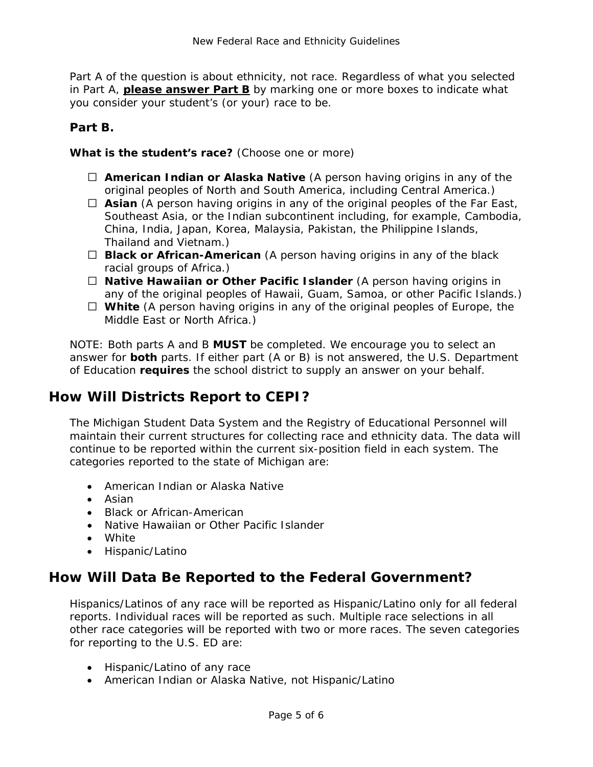Part A of the question is about ethnicity, not race. Regardless of what you selected in Part A, **please answer Part B** by marking one or more boxes to indicate what you consider your student's (or your) race to be.

**Part B.**

**What is the student's race?** (Choose one or more)

- ☐ **American Indian or Alaska Native** (A person having origins in any of the original peoples of North and South America, including Central America.)
- ☐ **Asian** (A person having origins in any of the original peoples of the Far East, Southeast Asia, or the Indian subcontinent including, for example, Cambodia, China, India, Japan, Korea, Malaysia, Pakistan, the Philippine Islands, Thailand and Vietnam.)
- ☐ **Black or African-American** (A person having origins in any of the black racial groups of Africa.)
- ☐ **Native Hawaiian or Other Pacific Islander** (A person having origins in any of the original peoples of Hawaii, Guam, Samoa, or other Pacific Islands.)
- ☐ **White** (A person having origins in any of the original peoples of Europe, the Middle East or North Africa.)

NOTE: Both parts A and B **MUST** be completed. We encourage you to select an answer for **both** parts. If either part (A or B) is not answered, the U.S. Department of Education **requires** the school district to supply an answer on your behalf.

## How Will Districts Report to CEPI?

The Michigan Student Data System and the Registry of Educational Personnel will maintain their current structures for collecting race and ethnicity data. The data will continue to be reported within the current six-position field in each system. The categories reported to the state of Michigan are:

- American Indian or Alaska Native
- Asian
- Black or African-American
- Native Hawaiian or Other Pacific Islander
- White
- Hispanic/Latino

## How Will Data Be Reported to the Federal Government?

Hispanics/Latinos of any race will be reported as Hispanic/Latino only for all federal reports. Individual races will be reported as such. Multiple race selections in all other race categories will be reported with two or more races. The seven categories for reporting to the U.S. ED are:

- Hispanic/Latino of any race
- American Indian or Alaska Native, not Hispanic/Latino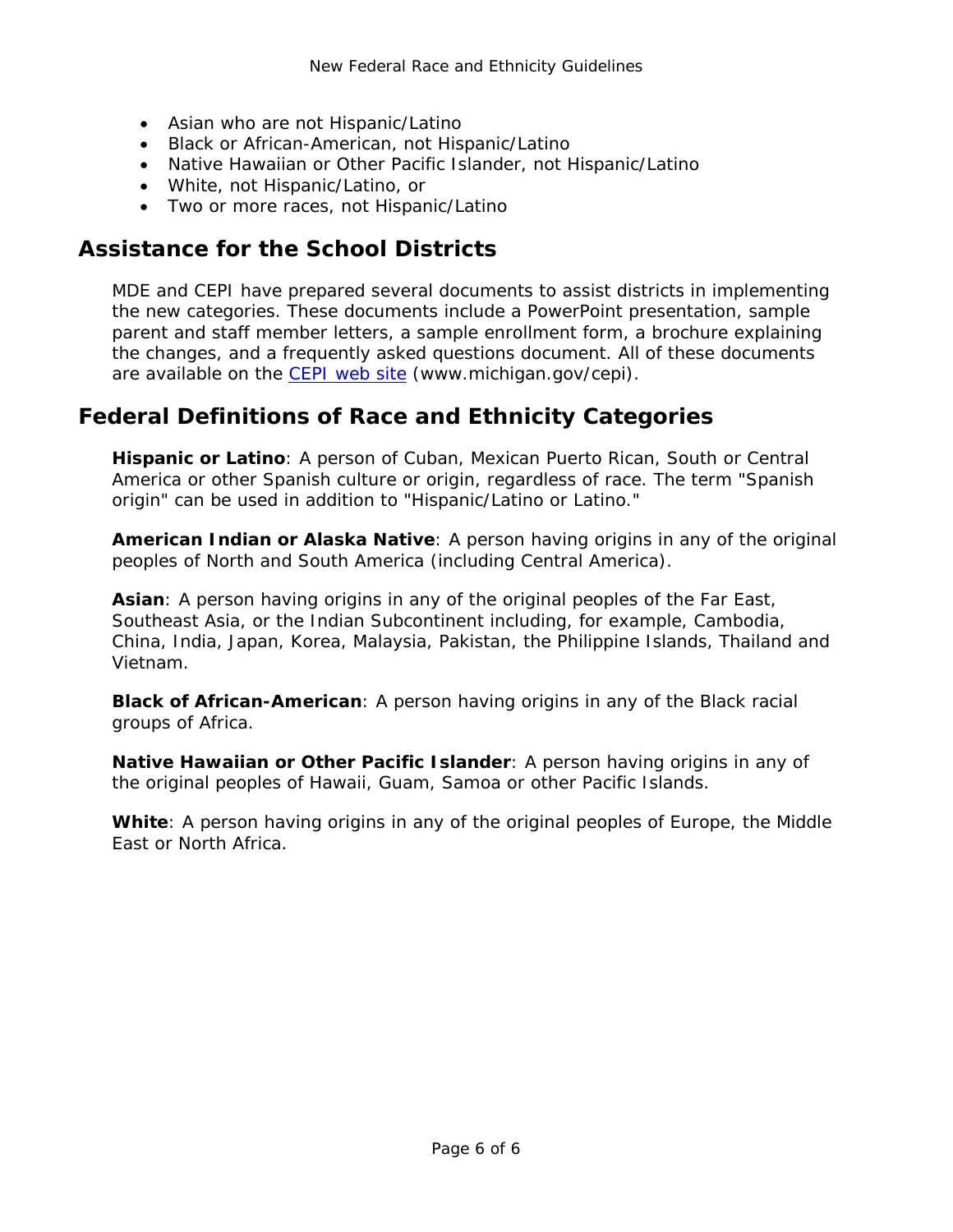- Asian who are not Hispanic/Latino
- Black or African-American, not Hispanic/Latino
- Native Hawaiian or Other Pacific Islander, not Hispanic/Latino
- White, not Hispanic/Latino, or
- Two or more races, not Hispanic/Latino

## Assistance for the School Districts

MDE and CEPI have prepared several documents to assist districts in implementing the new categories. These documents include a PowerPoint presentation, sample parent and staff member letters, a sample enrollment form, a brochure explaining the changes, and a frequently asked questions document. All of these documents are available on the [CEPI web site](www.michigan.gov/cepi) (www.michigan.gov/cepi).

## Federal Definitions of Race and Ethnicity Categories

**Hispanic or Latino**: A person of Cuban, Mexican Puerto Rican, South or Central America or other Spanish culture or origin, regardless of race. The term "Spanish origin" can be used in addition to "Hispanic/Latino or Latino."

**American Indian or Alaska Native**: A person having origins in any of the original peoples of North and South America (including Central America).

**Asian**: A person having origins in any of the original peoples of the Far East, Southeast Asia, or the Indian Subcontinent including, for example, Cambodia, China, India, Japan, Korea, Malaysia, Pakistan, the Philippine Islands, Thailand and Vietnam.

**Black of African-American**: A person having origins in any of the Black racial groups of Africa.

**Native Hawaiian or Other Pacific Islander**: A person having origins in any of the original peoples of Hawaii, Guam, Samoa or other Pacific Islands.

**White**: A person having origins in any of the original peoples of Europe, the Middle East or North Africa.